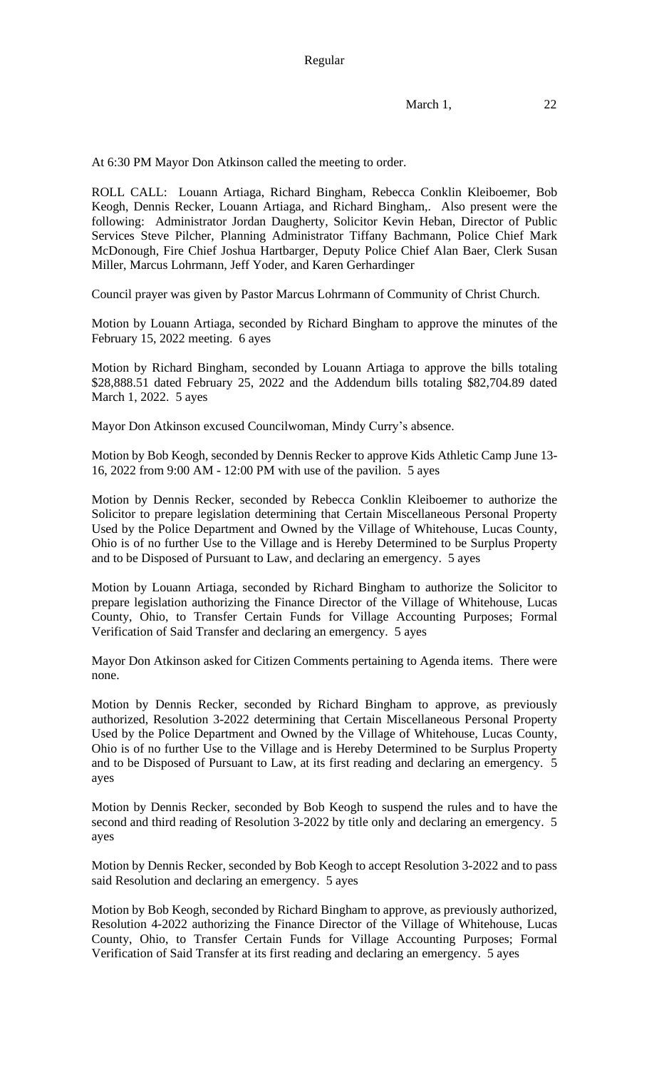Regular

March 1, 22

At 6:30 PM Mayor Don Atkinson called the meeting to order.

ROLL CALL: Louann Artiaga, Richard Bingham, Rebecca Conklin Kleiboemer, Bob Keogh, Dennis Recker, Louann Artiaga, and Richard Bingham,. Also present were the following: Administrator Jordan Daugherty, Solicitor Kevin Heban, Director of Public Services Steve Pilcher, Planning Administrator Tiffany Bachmann, Police Chief Mark McDonough, Fire Chief Joshua Hartbarger, Deputy Police Chief Alan Baer, Clerk Susan Miller, Marcus Lohrmann, Jeff Yoder, and Karen Gerhardinger

Council prayer was given by Pastor Marcus Lohrmann of Community of Christ Church.

Motion by Louann Artiaga, seconded by Richard Bingham to approve the minutes of the February 15, 2022 meeting. 6 ayes

Motion by Richard Bingham, seconded by Louann Artiaga to approve the bills totaling $28,888.51 dated February 25, 2022 and the Addendum bills totaling $82,704.89 dated March 1, 2022. 5 ayes

Mayor Don Atkinson excused Councilwoman, Mindy Curry's absence.

Motion by Bob Keogh, seconded by Dennis Recker to approve Kids Athletic Camp June 13-16, 2022 from 9:00 AM - 12:00 PM with use of the pavilion. 5 ayes

Motion by Dennis Recker, seconded by Rebecca Conklin Kleiboemer to authorize the Solicitor to prepare legislation determining that Certain Miscellaneous Personal Property Used by the Police Department and Owned by the Village of Whitehouse, Lucas County, Ohio is of no further Use to the Village and is Hereby Determined to be Surplus Property and to be Disposed of Pursuant to Law, and declaring an emergency. 5 ayes

Motion by Louann Artiaga, seconded by Richard Bingham to authorize the Solicitor to prepare legislation authorizing the Finance Director of the Village of Whitehouse, Lucas County, Ohio, to Transfer Certain Funds for Village Accounting Purposes; Formal Verification of Said Transfer and declaring an emergency. 5 ayes

Mayor Don Atkinson asked for Citizen Comments pertaining to Agenda items. There were none.

Motion by Dennis Recker, seconded by Richard Bingham to approve, as previously authorized, Resolution 3-2022 determining that Certain Miscellaneous Personal Property Used by the Police Department and Owned by the Village of Whitehouse, Lucas County, Ohio is of no further Use to the Village and is Hereby Determined to be Surplus Property and to be Disposed of Pursuant to Law, at its first reading and declaring an emergency. 5 ayes

Motion by Dennis Recker, seconded by Bob Keogh to suspend the rules and to have the second and third reading of Resolution 3-2022 by title only and declaring an emergency. 5 ayes

Motion by Dennis Recker, seconded by Bob Keogh to accept Resolution 3-2022 and to pass said Resolution and declaring an emergency. 5 ayes

Motion by Bob Keogh, seconded by Richard Bingham to approve, as previously authorized, Resolution 4-2022 authorizing the Finance Director of the Village of Whitehouse, Lucas County, Ohio, to Transfer Certain Funds for Village Accounting Purposes; Formal Verification of Said Transfer at its first reading and declaring an emergency. 5 ayes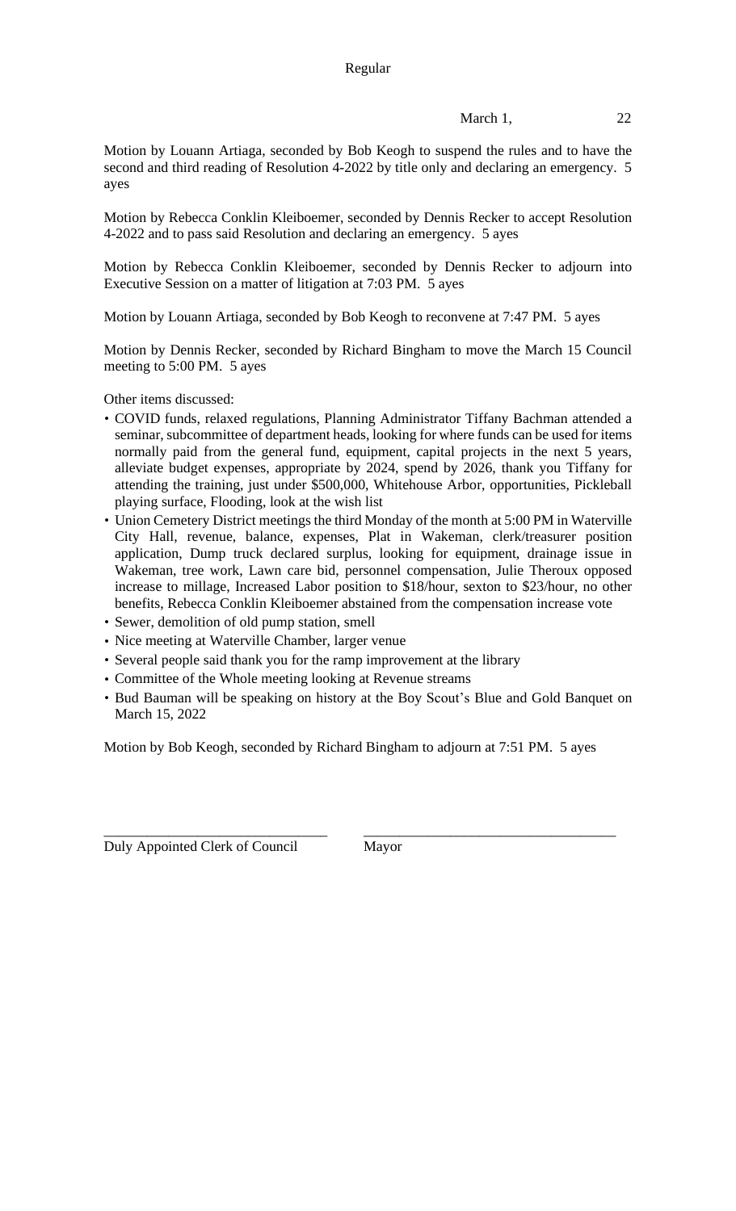Regular

March 1, 22

Motion by Louann Artiaga, seconded by Bob Keogh to suspend the rules and to have the second and third reading of Resolution 4-2022 by title only and declaring an emergency. 5 ayes

Motion by Rebecca Conklin Kleiboemer, seconded by Dennis Recker to accept Resolution 4-2022 and to pass said Resolution and declaring an emergency. 5 ayes

Motion by Rebecca Conklin Kleiboemer, seconded by Dennis Recker to adjourn into Executive Session on a matter of litigation at 7:03 PM. 5 ayes

Motion by Louann Artiaga, seconded by Bob Keogh to reconvene at 7:47 PM. 5 ayes

Motion by Dennis Recker, seconded by Richard Bingham to move the March 15 Council meeting to 5:00 PM. 5 ayes

Other items discussed:

- COVID funds, relaxed regulations, Planning Administrator Tiffany Bachman attended a seminar, subcommittee of department heads, looking for where funds can be used for items normally paid from the general fund, equipment, capital projects in the next 5 years, alleviate budget expenses, appropriate by 2024, spend by 2026, thank you Tiffany for attending the training, just under $500,000, Whitehouse Arbor, opportunities, Pickleball playing surface, Flooding, look at the wish list
- Union Cemetery District meetings the third Monday of the month at 5:00 PM in Waterville City Hall, revenue, balance, expenses, Plat in Wakeman, clerk/treasurer position application, Dump truck declared surplus, looking for equipment, drainage issue in Wakeman, tree work, Lawn care bid, personnel compensation, Julie Theroux opposed increase to millage, Increased Labor position to $18/hour, sexton to $23/hour, no other benefits, Rebecca Conklin Kleiboemer abstained from the compensation increase vote
- Sewer, demolition of old pump station, smell
- Nice meeting at Waterville Chamber, larger venue
- Several people said thank you for the ramp improvement at the library
- Committee of the Whole meeting looking at Revenue streams
- Bud Bauman will be speaking on history at the Boy Scout's Blue and Gold Banquet on March 15, 2022

Motion by Bob Keogh, seconded by Richard Bingham to adjourn at 7:51 PM. 5 ayes

_______________________________ _______________________________

Duly Appointed Clerk of Council Mayor